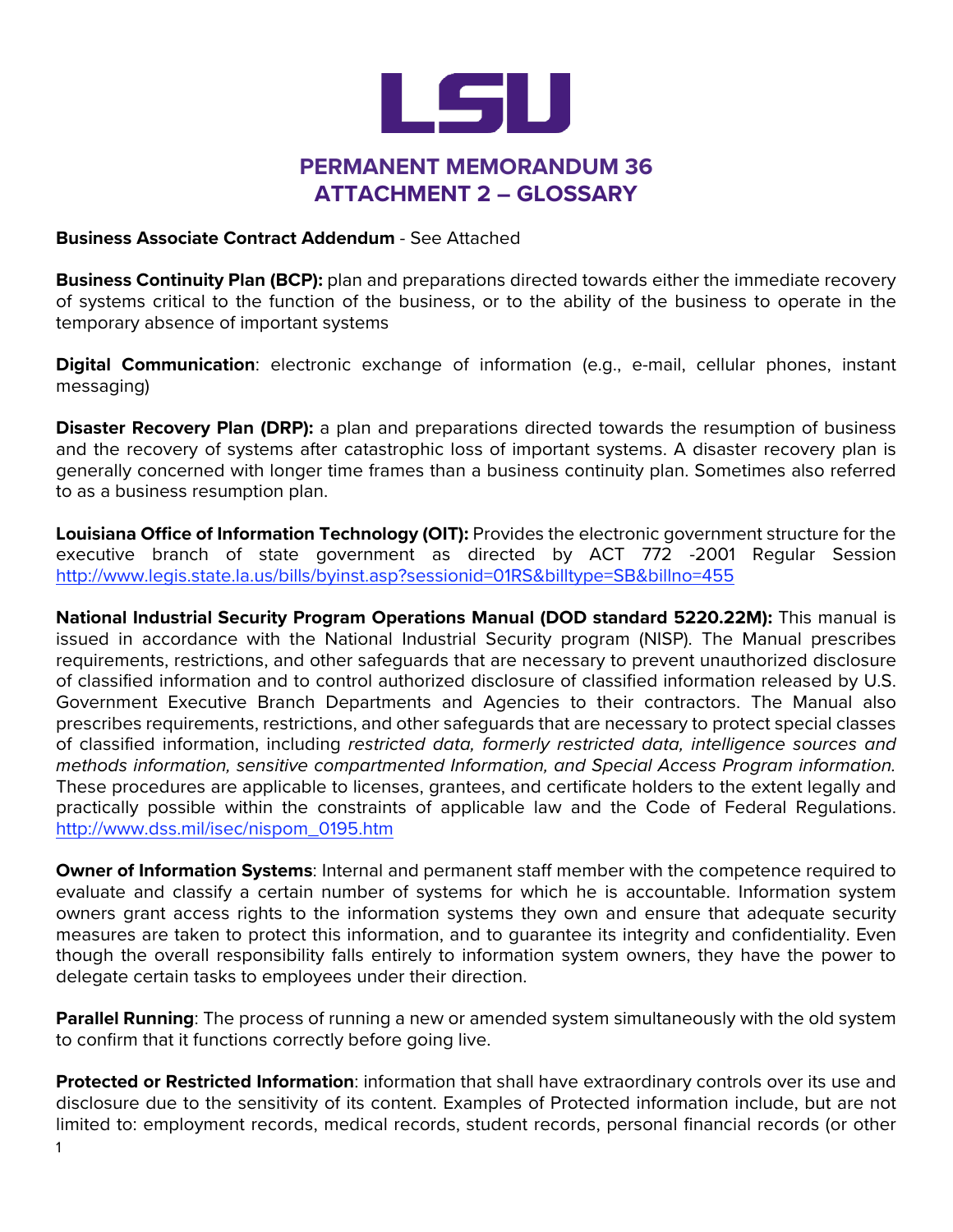# PERMANENT MEMORANDUM 36
## ATTACHMENT 2 – GLOSSARY

**Business Associate Contract Addendum** - See Attached

**Business Continuity Plan (BCP):** plan and preparations directed towards either the immediate recovery of systems critical to the function of the business, or to the ability of the business to operate in the temporary absence of important systems

**Digital Communication**: electronic exchange of information (e.g., e-mail, cellular phones, instant messaging)

**Disaster Recovery Plan (DRP):** a plan and preparations directed towards the resumption of business and the recovery of systems after catastrophic loss of important systems. A disaster recovery plan is generally concerned with longer time frames than a business continuity plan. Sometimes also referred to as a business resumption plan.

**Louisiana Office of Information Technology (OIT):** Provides the electronic government structure for the executive branch of state government as directed by ACT 772 -2001 Regular Session http://www.legis.state.la.us/bills/byinst.asp?sessionid=01RS&billtype=SB&billno=455

**National Industrial Security Program Operations Manual (DOD standard 5220.22M):** This manual is issued in accordance with the National Industrial Security program (NISP). The Manual prescribes requirements, restrictions, and other safeguards that are necessary to prevent unauthorized disclosure of classified information and to control authorized disclosure of classified information released by U.S. Government Executive Branch Departments and Agencies to their contractors. The Manual also prescribes requirements, restrictions, and other safeguards that are necessary to protect special classes of classified information, including *restricted data, formerly restricted data, intelligence sources and methods information, sensitive compartmented Information, and Special Access Program information.* These procedures are applicable to licenses, grantees, and certificate holders to the extent legally and practically possible within the constraints of applicable law and the Code of Federal Regulations. http://www.dss.mil/isec/nispom_0195.htm

**Owner of Information Systems**: Internal and permanent staff member with the competence required to evaluate and classify a certain number of systems for which he is accountable. Information system owners grant access rights to the information systems they own and ensure that adequate security measures are taken to protect this information, and to guarantee its integrity and confidentiality. Even though the overall responsibility falls entirely to information system owners, they have the power to delegate certain tasks to employees under their direction.

**Parallel Running**: The process of running a new or amended system simultaneously with the old system to confirm that it functions correctly before going live.

**Protected or Restricted Information**: information that shall have extraordinary controls over its use and disclosure due to the sensitivity of its content. Examples of Protected information include, but are not limited to: employment records, medical records, student records, personal financial records (or other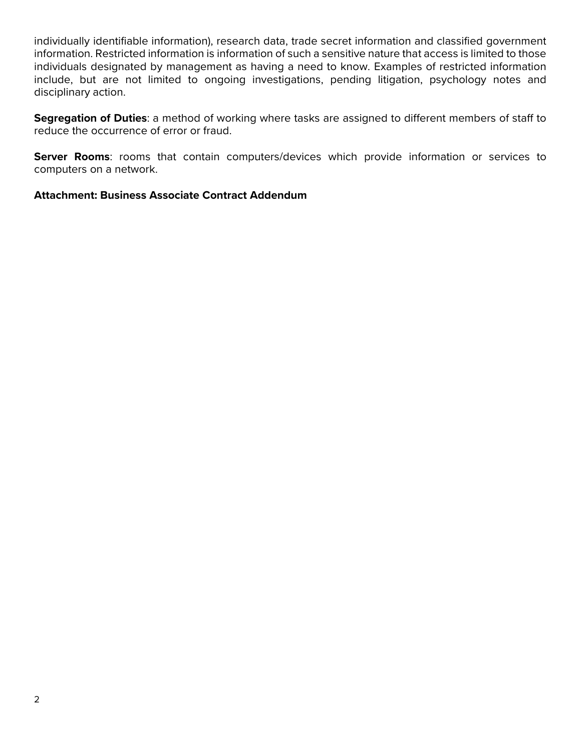individually identifiable information), research data, trade secret information and classified government information. Restricted information is information of such a sensitive nature that access is limited to those individuals designated by management as having a need to know. Examples of restricted information include, but are not limited to ongoing investigations, pending litigation, psychology notes and disciplinary action.

**Segregation of Duties**: a method of working where tasks are assigned to different members of staff to reduce the occurrence of error or fraud.

**Server Rooms**: rooms that contain computers/devices which provide information or services to computers on a network.

**Attachment: Business Associate Contract Addendum**